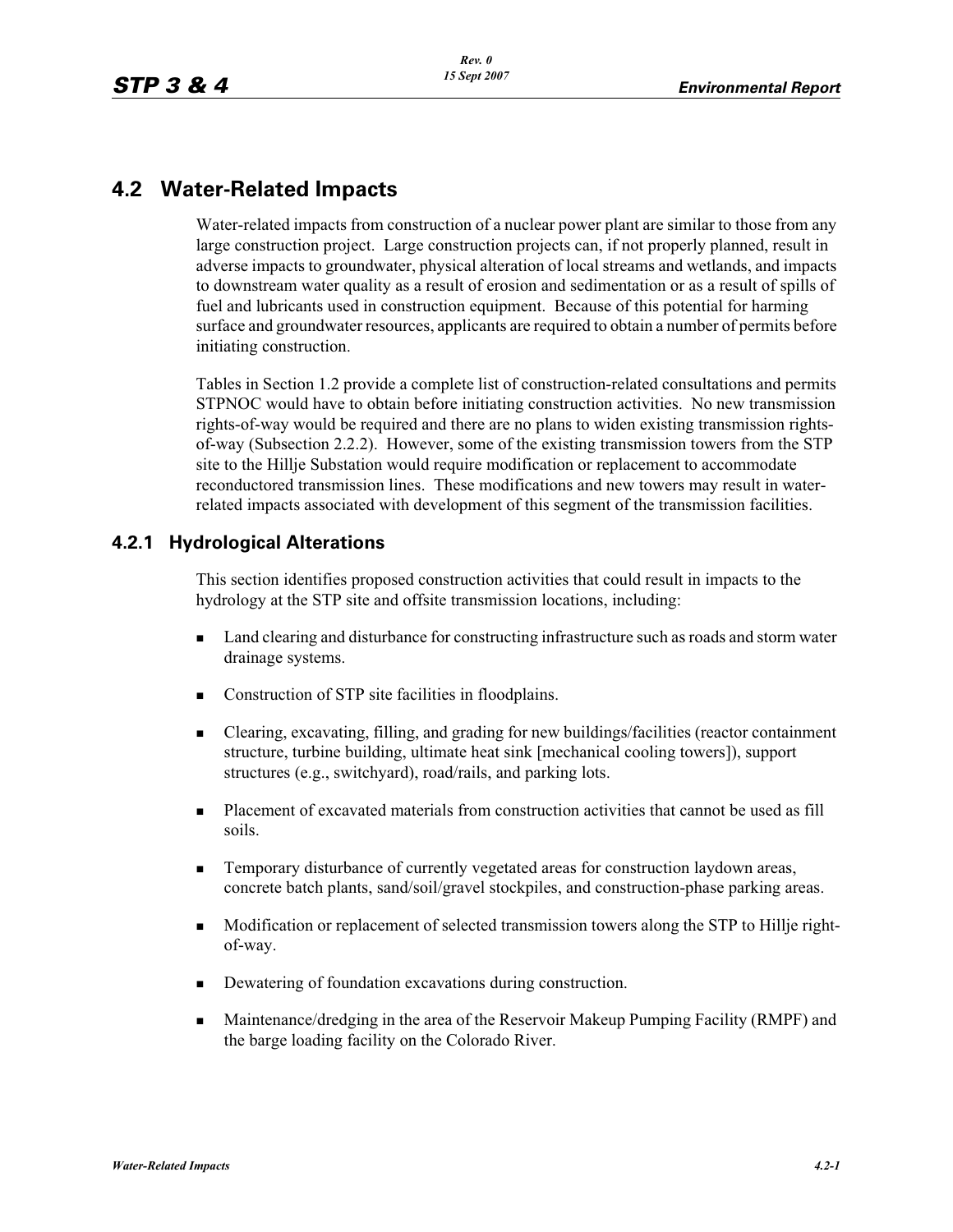## 4.2 Water-Related Impacts

Water-related impacts from construction of a nuclear power plant are similar to those from any large construction project. Large construction projects can, if not properly planned, result in adverse impacts to groundwater, physical alteration of local streams and wetlands, and impacts to downstream water quality as a result of erosion and sedimentation or as a result of spills of fuel and lubricants used in construction equipment. Because of this potential for harming surface and groundwater resources, applicants are required to obtain a number of permits before initiating construction.

Tables in Section 1.2 provide a complete list of construction-related consultations and permits STPNOC would have to obtain before initiating construction activities. No new transmission rights-of-way would be required and there are no plans to widen existing transmission rights-of-way (Subsection 2.2.2). However, some of the existing transmission towers from the STP site to the Hillje Substation would require modification or replacement to accommodate reconductored transmission lines. These modifications and new towers may result in water-related impacts associated with development of this segment of the transmission facilities.

### 4.2.1 Hydrological Alterations

This section identifies proposed construction activities that could result in impacts to the hydrology at the STP site and offsite transmission locations, including:

- Land clearing and disturbance for constructing infrastructure such as roads and storm water drainage systems.
- Construction of STP site facilities in floodplains.
- Clearing, excavating, filling, and grading for new buildings/facilities (reactor containment structure, turbine building, ultimate heat sink [mechanical cooling towers]), support structures (e.g., switchyard), road/rails, and parking lots.
- Placement of excavated materials from construction activities that cannot be used as fill soils.
- Temporary disturbance of currently vegetated areas for construction laydown areas, concrete batch plants, sand/soil/gravel stockpiles, and construction-phase parking areas.
- Modification or replacement of selected transmission towers along the STP to Hillje right-of-way.
- Dewatering of foundation excavations during construction.
- Maintenance/dredging in the area of the Reservoir Makeup Pumping Facility (RMPF) and the barge loading facility on the Colorado River.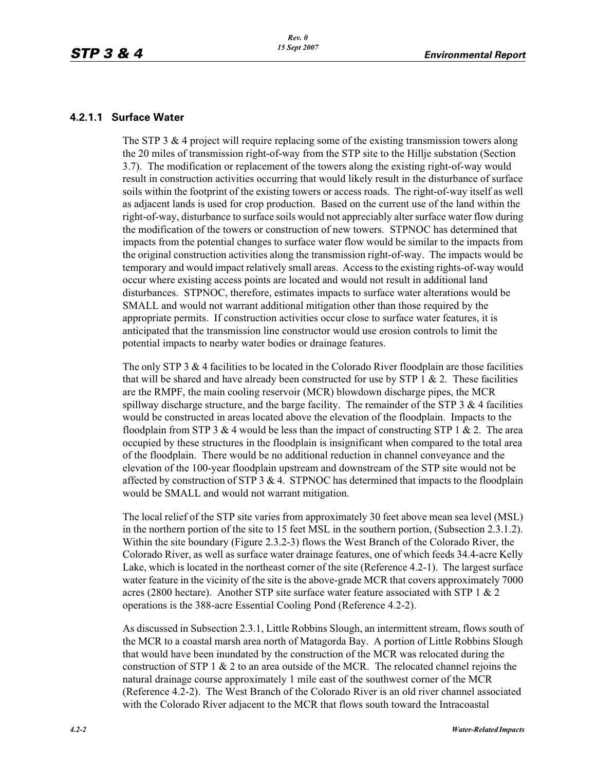### 4.2.1.1 Surface Water

The STP 3 & 4 project will require replacing some of the existing transmission towers along the 20 miles of transmission right-of-way from the STP site to the Hillje substation (Section 3.7). The modification or replacement of the towers along the existing right-of-way would result in construction activities occurring that would likely result in the disturbance of surface soils within the footprint of the existing towers or access roads. The right-of-way itself as well as adjacent lands is used for crop production. Based on the current use of the land within the right-of-way, disturbance to surface soils would not appreciably alter surface water flow during the modification of the towers or construction of new towers. STPNOC has determined that impacts from the potential changes to surface water flow would be similar to the impacts from the original construction activities along the transmission right-of-way. The impacts would be temporary and would impact relatively small areas. Access to the existing rights-of-way would occur where existing access points are located and would not result in additional land disturbances. STPNOC, therefore, estimates impacts to surface water alterations would be SMALL and would not warrant additional mitigation other than those required by the appropriate permits. If construction activities occur close to surface water features, it is anticipated that the transmission line constructor would use erosion controls to limit the potential impacts to nearby water bodies or drainage features.

The only STP 3 & 4 facilities to be located in the Colorado River floodplain are those facilities that will be shared and have already been constructed for use by STP 1 & 2. These facilities are the RMPF, the main cooling reservoir (MCR) blowdown discharge pipes, the MCR spillway discharge structure, and the barge facility. The remainder of the STP 3 & 4 facilities would be constructed in areas located above the elevation of the floodplain. Impacts to the floodplain from STP 3 & 4 would be less than the impact of constructing STP 1 & 2. The area occupied by these structures in the floodplain is insignificant when compared to the total area of the floodplain. There would be no additional reduction in channel conveyance and the elevation of the 100-year floodplain upstream and downstream of the STP site would not be affected by construction of STP 3 & 4. STPNOC has determined that impacts to the floodplain would be SMALL and would not warrant mitigation.

The local relief of the STP site varies from approximately 30 feet above mean sea level (MSL) in the northern portion of the site to 15 feet MSL in the southern portion, (Subsection 2.3.1.2). Within the site boundary (Figure 2.3.2-3) flows the West Branch of the Colorado River, the Colorado River, as well as surface water drainage features, one of which feeds 34.4-acre Kelly Lake, which is located in the northeast corner of the site (Reference 4.2-1). The largest surface water feature in the vicinity of the site is the above-grade MCR that covers approximately 7000 acres (2800 hectare). Another STP site surface water feature associated with STP 1 & 2 operations is the 388-acre Essential Cooling Pond (Reference 4.2-2).

As discussed in Subsection 2.3.1, Little Robbins Slough, an intermittent stream, flows south of the MCR to a coastal marsh area north of Matagorda Bay. A portion of Little Robbins Slough that would have been inundated by the construction of the MCR was relocated during the construction of STP 1 & 2 to an area outside of the MCR. The relocated channel rejoins the natural drainage course approximately 1 mile east of the southwest corner of the MCR (Reference 4.2-2). The West Branch of the Colorado River is an old river channel associated with the Colorado River adjacent to the MCR that flows south toward the Intracoastal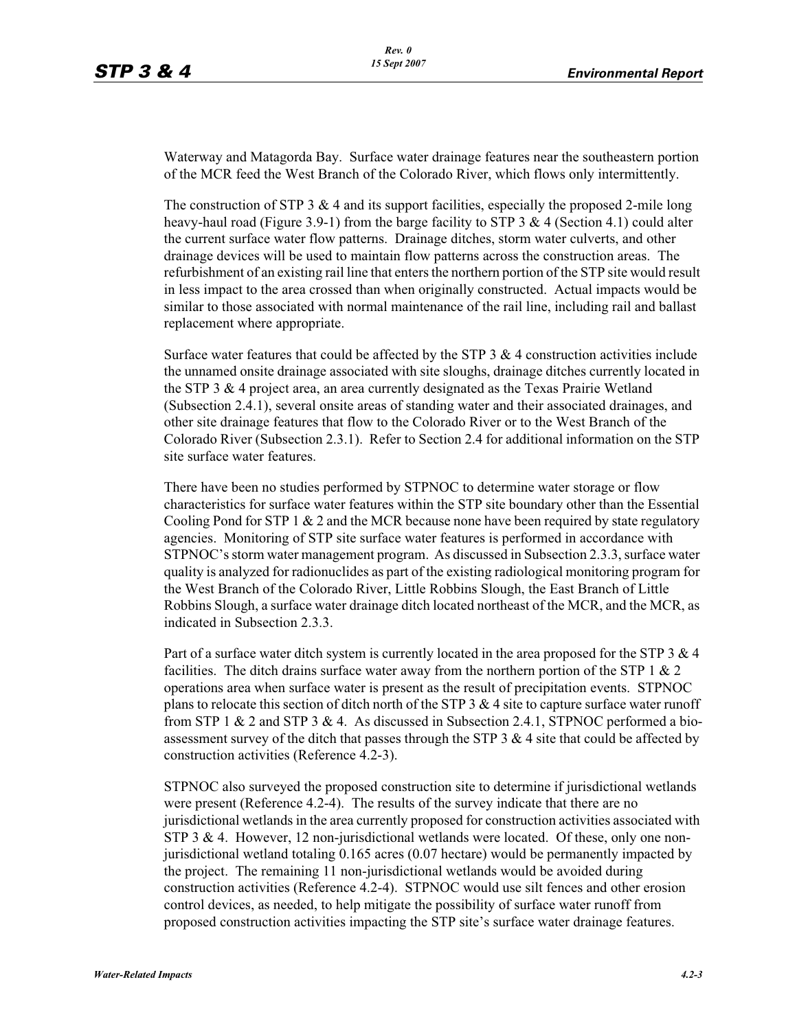Waterway and Matagorda Bay. Surface water drainage features near the southeastern portion of the MCR feed the West Branch of the Colorado River, which flows only intermittently.

The construction of STP 3 & 4 and its support facilities, especially the proposed 2-mile long heavy-haul road (Figure 3.9-1) from the barge facility to STP 3 & 4 (Section 4.1) could alter the current surface water flow patterns. Drainage ditches, storm water culverts, and other drainage devices will be used to maintain flow patterns across the construction areas. The refurbishment of an existing rail line that enters the northern portion of the STP site would result in less impact to the area crossed than when originally constructed. Actual impacts would be similar to those associated with normal maintenance of the rail line, including rail and ballast replacement where appropriate.

Surface water features that could be affected by the STP 3 & 4 construction activities include the unnamed onsite drainage associated with site sloughs, drainage ditches currently located in the STP 3 & 4 project area, an area currently designated as the Texas Prairie Wetland (Subsection 2.4.1), several onsite areas of standing water and their associated drainages, and other site drainage features that flow to the Colorado River or to the West Branch of the Colorado River (Subsection 2.3.1). Refer to Section 2.4 for additional information on the STP site surface water features.

There have been no studies performed by STPNOC to determine water storage or flow characteristics for surface water features within the STP site boundary other than the Essential Cooling Pond for STP 1 & 2 and the MCR because none have been required by state regulatory agencies. Monitoring of STP site surface water features is performed in accordance with STPNOC's storm water management program. As discussed in Subsection 2.3.3, surface water quality is analyzed for radionuclides as part of the existing radiological monitoring program for the West Branch of the Colorado River, Little Robbins Slough, the East Branch of Little Robbins Slough, a surface water drainage ditch located northeast of the MCR, and the MCR, as indicated in Subsection 2.3.3.

Part of a surface water ditch system is currently located in the area proposed for the STP 3 & 4 facilities. The ditch drains surface water away from the northern portion of the STP 1 & 2 operations area when surface water is present as the result of precipitation events. STPNOC plans to relocate this section of ditch north of the STP 3 & 4 site to capture surface water runoff from STP 1 & 2 and STP 3 & 4. As discussed in Subsection 2.4.1, STPNOC performed a bio-assessment survey of the ditch that passes through the STP 3 & 4 site that could be affected by construction activities (Reference 4.2-3).

STPNOC also surveyed the proposed construction site to determine if jurisdictional wetlands were present (Reference 4.2-4). The results of the survey indicate that there are no jurisdictional wetlands in the area currently proposed for construction activities associated with STP 3 & 4. However, 12 non-jurisdictional wetlands were located. Of these, only one non-jurisdictional wetland totaling 0.165 acres (0.07 hectare) would be permanently impacted by the project. The remaining 11 non-jurisdictional wetlands would be avoided during construction activities (Reference 4.2-4). STPNOC would use silt fences and other erosion control devices, as needed, to help mitigate the possibility of surface water runoff from proposed construction activities impacting the STP site's surface water drainage features.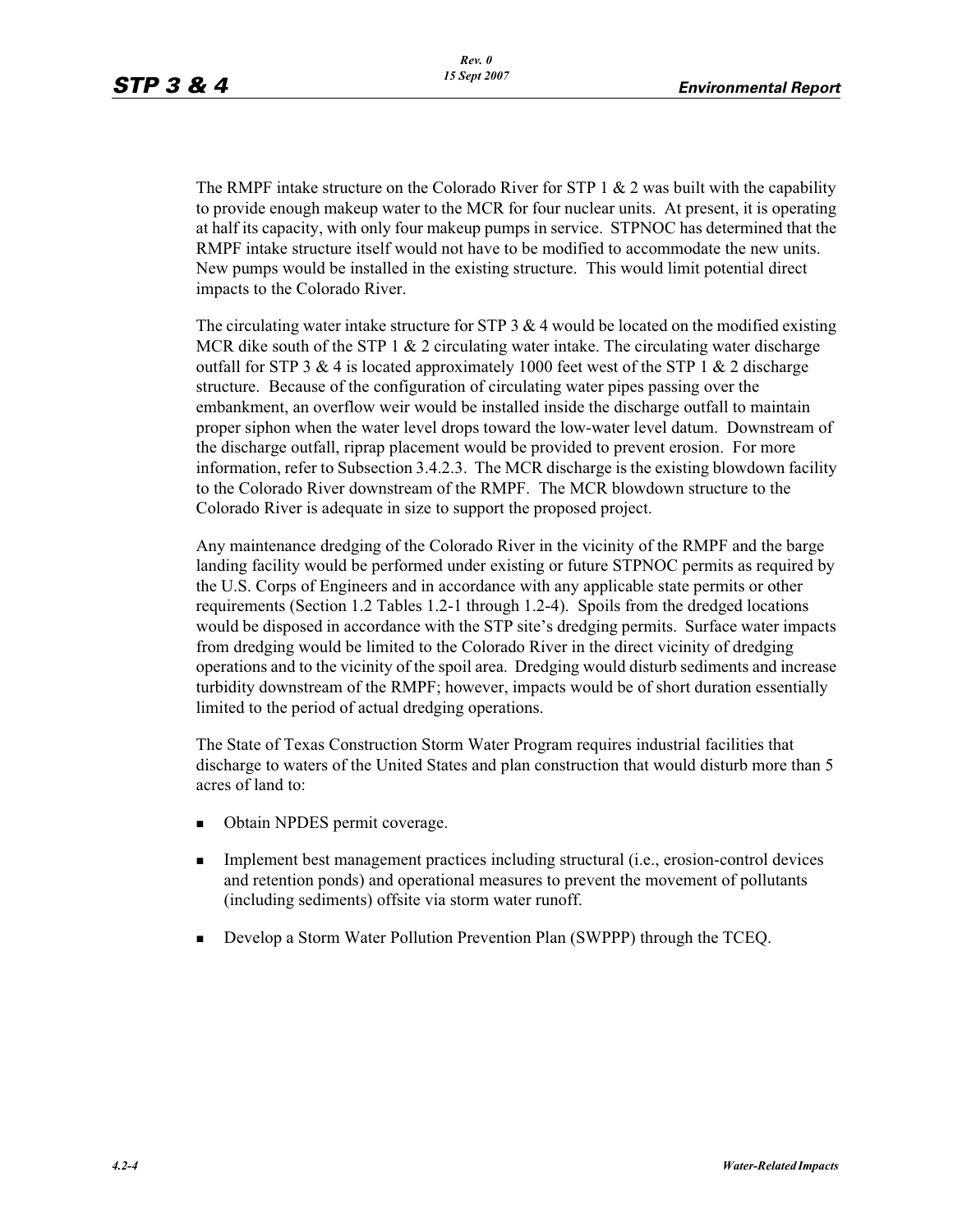The RMPF intake structure on the Colorado River for STP 1 & 2 was built with the capability to provide enough makeup water to the MCR for four nuclear units. At present, it is operating at half its capacity, with only four makeup pumps in service. STPNOC has determined that the RMPF intake structure itself would not have to be modified to accommodate the new units. New pumps would be installed in the existing structure. This would limit potential direct impacts to the Colorado River.

The circulating water intake structure for STP 3 & 4 would be located on the modified existing MCR dike south of the STP 1 & 2 circulating water intake. The circulating water discharge outfall for STP 3 & 4 is located approximately 1000 feet west of the STP 1 & 2 discharge structure. Because of the configuration of circulating water pipes passing over the embankment, an overflow weir would be installed inside the discharge outfall to maintain proper siphon when the water level drops toward the low-water level datum. Downstream of the discharge outfall, riprap placement would be provided to prevent erosion. For more information, refer to Subsection 3.4.2.3. The MCR discharge is the existing blowdown facility to the Colorado River downstream of the RMPF. The MCR blowdown structure to the Colorado River is adequate in size to support the proposed project.

Any maintenance dredging of the Colorado River in the vicinity of the RMPF and the barge landing facility would be performed under existing or future STPNOC permits as required by the U.S. Corps of Engineers and in accordance with any applicable state permits or other requirements (Section 1.2 Tables 1.2-1 through 1.2-4). Spoils from the dredged locations would be disposed in accordance with the STP site's dredging permits. Surface water impacts from dredging would be limited to the Colorado River in the direct vicinity of dredging operations and to the vicinity of the spoil area. Dredging would disturb sediments and increase turbidity downstream of the RMPF; however, impacts would be of short duration essentially limited to the period of actual dredging operations.

The State of Texas Construction Storm Water Program requires industrial facilities that discharge to waters of the United States and plan construction that would disturb more than 5 acres of land to:

- Obtain NPDES permit coverage.
- Implement best management practices including structural (i.e., erosion-control devices and retention ponds) and operational measures to prevent the movement of pollutants (including sediments) offsite via storm water runoff.
- Develop a Storm Water Pollution Prevention Plan (SWPPP) through the TCEQ.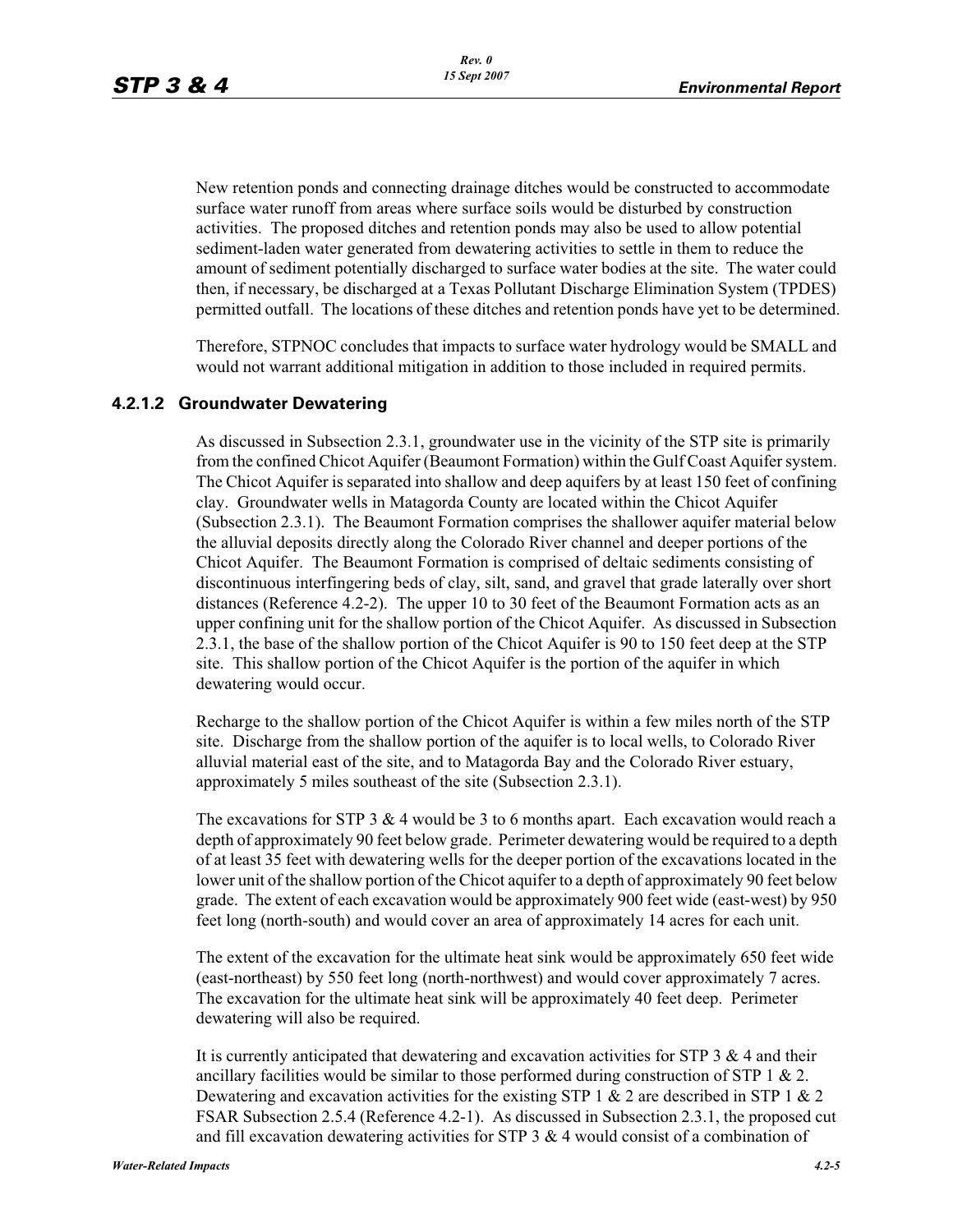New retention ponds and connecting drainage ditches would be constructed to accommodate surface water runoff from areas where surface soils would be disturbed by construction activities. The proposed ditches and retention ponds may also be used to allow potential sediment-laden water generated from dewatering activities to settle in them to reduce the amount of sediment potentially discharged to surface water bodies at the site. The water could then, if necessary, be discharged at a Texas Pollutant Discharge Elimination System (TPDES) permitted outfall. The locations of these ditches and retention ponds have yet to be determined.

Therefore, STPNOC concludes that impacts to surface water hydrology would be SMALL and would not warrant additional mitigation in addition to those included in required permits.

### 4.2.1.2 Groundwater Dewatering

As discussed in Subsection 2.3.1, groundwater use in the vicinity of the STP site is primarily from the confined Chicot Aquifer (Beaumont Formation) within the Gulf Coast Aquifer system. The Chicot Aquifer is separated into shallow and deep aquifers by at least 150 feet of confining clay. Groundwater wells in Matagorda County are located within the Chicot Aquifer (Subsection 2.3.1). The Beaumont Formation comprises the shallower aquifer material below the alluvial deposits directly along the Colorado River channel and deeper portions of the Chicot Aquifer. The Beaumont Formation is comprised of deltaic sediments consisting of discontinuous interfingering beds of clay, silt, sand, and gravel that grade laterally over short distances (Reference 4.2-2). The upper 10 to 30 feet of the Beaumont Formation acts as an upper confining unit for the shallow portion of the Chicot Aquifer. As discussed in Subsection 2.3.1, the base of the shallow portion of the Chicot Aquifer is 90 to 150 feet deep at the STP site. This shallow portion of the Chicot Aquifer is the portion of the aquifer in which dewatering would occur.

Recharge to the shallow portion of the Chicot Aquifer is within a few miles north of the STP site. Discharge from the shallow portion of the aquifer is to local wells, to Colorado River alluvial material east of the site, and to Matagorda Bay and the Colorado River estuary, approximately 5 miles southeast of the site (Subsection 2.3.1).

The excavations for STP 3 & 4 would be 3 to 6 months apart. Each excavation would reach a depth of approximately 90 feet below grade. Perimeter dewatering would be required to a depth of at least 35 feet with dewatering wells for the deeper portion of the excavations located in the lower unit of the shallow portion of the Chicot aquifer to a depth of approximately 90 feet below grade. The extent of each excavation would be approximately 900 feet wide (east-west) by 950 feet long (north-south) and would cover an area of approximately 14 acres for each unit.

The extent of the excavation for the ultimate heat sink would be approximately 650 feet wide (east-northeast) by 550 feet long (north-northwest) and would cover approximately 7 acres. The excavation for the ultimate heat sink will be approximately 40 feet deep. Perimeter dewatering will also be required.

It is currently anticipated that dewatering and excavation activities for STP 3 & 4 and their ancillary facilities would be similar to those performed during construction of STP 1 & 2. Dewatering and excavation activities for the existing STP 1 & 2 are described in STP 1 & 2 FSAR Subsection 2.5.4 (Reference 4.2-1). As discussed in Subsection 2.3.1, the proposed cut and fill excavation dewatering activities for STP 3 & 4 would consist of a combination of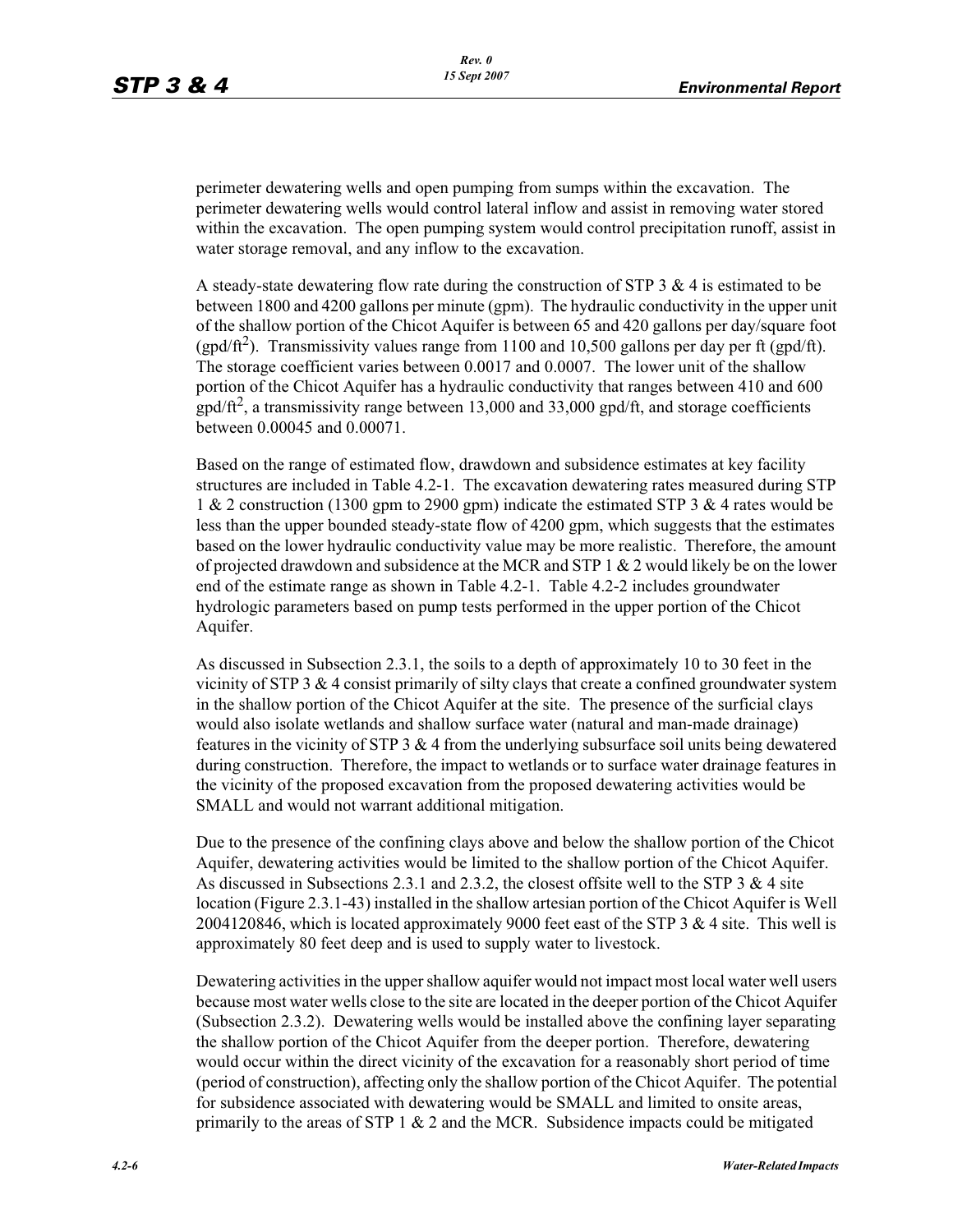perimeter dewatering wells and open pumping from sumps within the excavation. The perimeter dewatering wells would control lateral inflow and assist in removing water stored within the excavation. The open pumping system would control precipitation runoff, assist in water storage removal, and any inflow to the excavation.

A steady-state dewatering flow rate during the construction of STP 3 & 4 is estimated to be between 1800 and 4200 gallons per minute (gpm). The hydraulic conductivity in the upper unit of the shallow portion of the Chicot Aquifer is between 65 and 420 gallons per day/square foot (gpd/ft$^2$). Transmissivity values range from 1100 and 10,500 gallons per day per ft (gpd/ft). The storage coefficient varies between 0.0017 and 0.0007. The lower unit of the shallow portion of the Chicot Aquifer has a hydraulic conductivity that ranges between 410 and 600 gpd/ft$^2$, a transmissivity range between 13,000 and 33,000 gpd/ft, and storage coefficients between 0.00045 and 0.00071.

Based on the range of estimated flow, drawdown and subsidence estimates at key facility structures are included in Table 4.2-1. The excavation dewatering rates measured during STP 1 & 2 construction (1300 gpm to 2900 gpm) indicate the estimated STP 3 & 4 rates would be less than the upper bounded steady-state flow of 4200 gpm, which suggests that the estimates based on the lower hydraulic conductivity value may be more realistic. Therefore, the amount of projected drawdown and subsidence at the MCR and STP 1 & 2 would likely be on the lower end of the estimate range as shown in Table 4.2-1. Table 4.2-2 includes groundwater hydrologic parameters based on pump tests performed in the upper portion of the Chicot Aquifer.

As discussed in Subsection 2.3.1, the soils to a depth of approximately 10 to 30 feet in the vicinity of STP 3 & 4 consist primarily of silty clays that create a confined groundwater system in the shallow portion of the Chicot Aquifer at the site. The presence of the surficial clays would also isolate wetlands and shallow surface water (natural and man-made drainage) features in the vicinity of STP 3 & 4 from the underlying subsurface soil units being dewatered during construction. Therefore, the impact to wetlands or to surface water drainage features in the vicinity of the proposed excavation from the proposed dewatering activities would be SMALL and would not warrant additional mitigation.

Due to the presence of the confining clays above and below the shallow portion of the Chicot Aquifer, dewatering activities would be limited to the shallow portion of the Chicot Aquifer. As discussed in Subsections 2.3.1 and 2.3.2, the closest offsite well to the STP 3 & 4 site location (Figure 2.3.1-43) installed in the shallow artesian portion of the Chicot Aquifer is Well 2004120846, which is located approximately 9000 feet east of the STP 3 & 4 site. This well is approximately 80 feet deep and is used to supply water to livestock.

Dewatering activities in the upper shallow aquifer would not impact most local water well users because most water wells close to the site are located in the deeper portion of the Chicot Aquifer (Subsection 2.3.2). Dewatering wells would be installed above the confining layer separating the shallow portion of the Chicot Aquifer from the deeper portion. Therefore, dewatering would occur within the direct vicinity of the excavation for a reasonably short period of time (period of construction), affecting only the shallow portion of the Chicot Aquifer. The potential for subsidence associated with dewatering would be SMALL and limited to onsite areas, primarily to the areas of STP 1 & 2 and the MCR. Subsidence impacts could be mitigated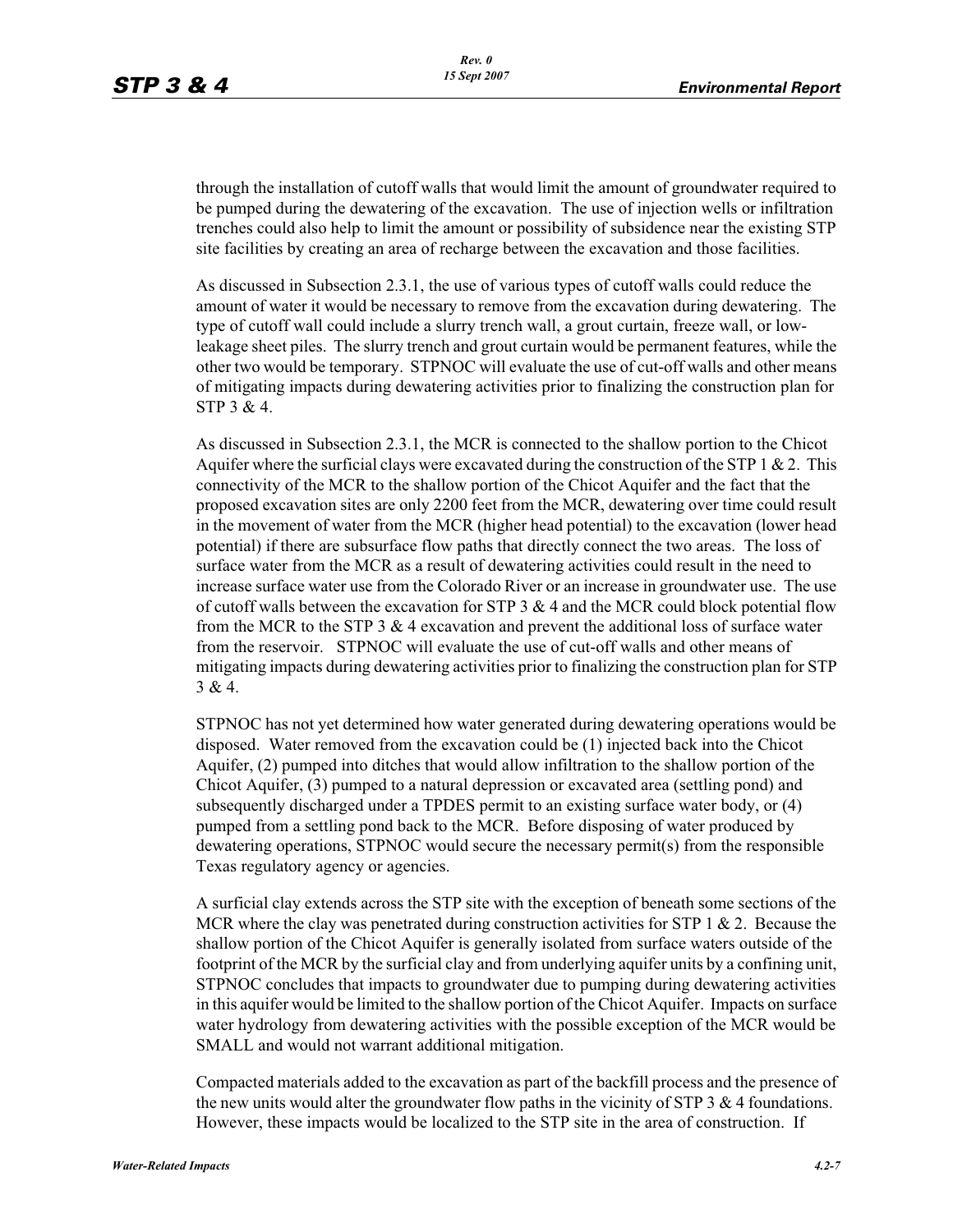through the installation of cutoff walls that would limit the amount of groundwater required to be pumped during the dewatering of the excavation. The use of injection wells or infiltration trenches could also help to limit the amount or possibility of subsidence near the existing STP site facilities by creating an area of recharge between the excavation and those facilities.

As discussed in Subsection 2.3.1, the use of various types of cutoff walls could reduce the amount of water it would be necessary to remove from the excavation during dewatering. The type of cutoff wall could include a slurry trench wall, a grout curtain, freeze wall, or low-leakage sheet piles. The slurry trench and grout curtain would be permanent features, while the other two would be temporary. STPNOC will evaluate the use of cut-off walls and other means of mitigating impacts during dewatering activities prior to finalizing the construction plan for STP 3 & 4.

As discussed in Subsection 2.3.1, the MCR is connected to the shallow portion to the Chicot Aquifer where the surficial clays were excavated during the construction of the STP 1 & 2. This connectivity of the MCR to the shallow portion of the Chicot Aquifer and the fact that the proposed excavation sites are only 2200 feet from the MCR, dewatering over time could result in the movement of water from the MCR (higher head potential) to the excavation (lower head potential) if there are subsurface flow paths that directly connect the two areas. The loss of surface water from the MCR as a result of dewatering activities could result in the need to increase surface water use from the Colorado River or an increase in groundwater use. The use of cutoff walls between the excavation for STP 3 & 4 and the MCR could block potential flow from the MCR to the STP 3 & 4 excavation and prevent the additional loss of surface water from the reservoir. STPNOC will evaluate the use of cut-off walls and other means of mitigating impacts during dewatering activities prior to finalizing the construction plan for STP 3 & 4.

STPNOC has not yet determined how water generated during dewatering operations would be disposed. Water removed from the excavation could be (1) injected back into the Chicot Aquifer, (2) pumped into ditches that would allow infiltration to the shallow portion of the Chicot Aquifer, (3) pumped to a natural depression or excavated area (settling pond) and subsequently discharged under a TPDES permit to an existing surface water body, or (4) pumped from a settling pond back to the MCR. Before disposing of water produced by dewatering operations, STPNOC would secure the necessary permit(s) from the responsible Texas regulatory agency or agencies.

A surficial clay extends across the STP site with the exception of beneath some sections of the MCR where the clay was penetrated during construction activities for STP 1 & 2. Because the shallow portion of the Chicot Aquifer is generally isolated from surface waters outside of the footprint of the MCR by the surficial clay and from underlying aquifer units by a confining unit, STPNOC concludes that impacts to groundwater due to pumping during dewatering activities in this aquifer would be limited to the shallow portion of the Chicot Aquifer. Impacts on surface water hydrology from dewatering activities with the possible exception of the MCR would be SMALL and would not warrant additional mitigation.

Compacted materials added to the excavation as part of the backfill process and the presence of the new units would alter the groundwater flow paths in the vicinity of STP 3 & 4 foundations. However, these impacts would be localized to the STP site in the area of construction. If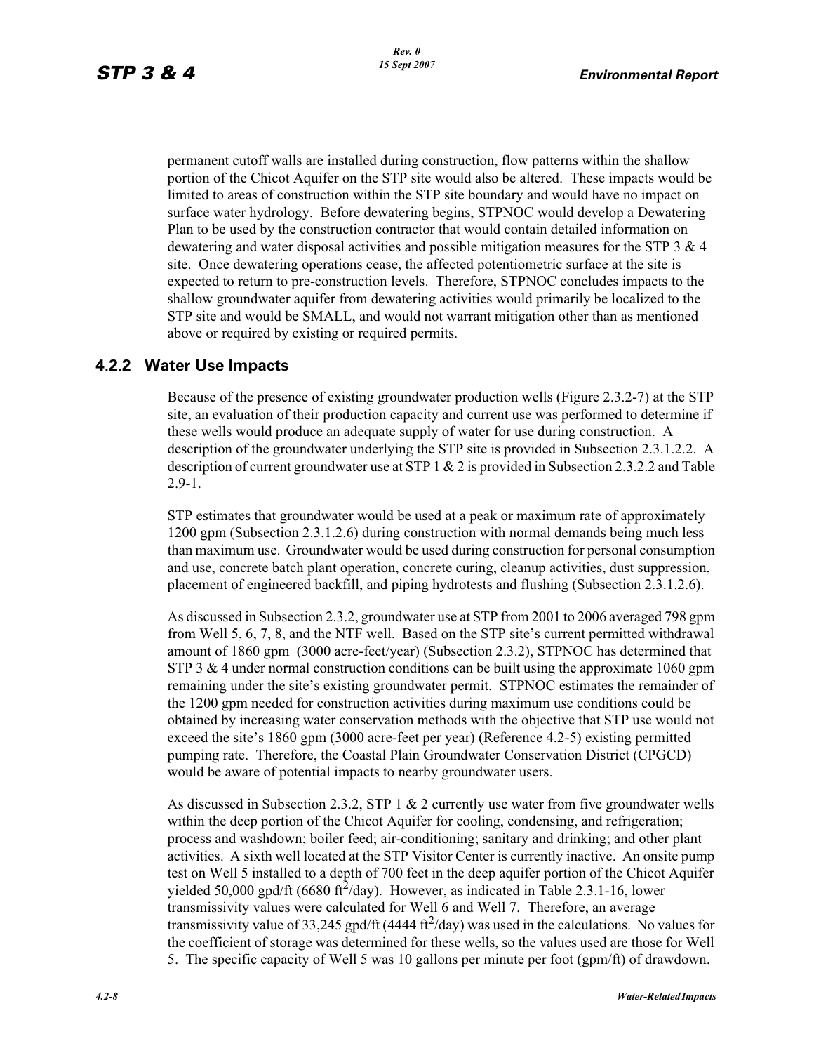permanent cutoff walls are installed during construction, flow patterns within the shallow portion of the Chicot Aquifer on the STP site would also be altered. These impacts would be limited to areas of construction within the STP site boundary and would have no impact on surface water hydrology. Before dewatering begins, STPNOC would develop a Dewatering Plan to be used by the construction contractor that would contain detailed information on dewatering and water disposal activities and possible mitigation measures for the STP 3 & 4 site. Once dewatering operations cease, the affected potentiometric surface at the site is expected to return to pre-construction levels. Therefore, STPNOC concludes impacts to the shallow groundwater aquifer from dewatering activities would primarily be localized to the STP site and would be SMALL, and would not warrant mitigation other than as mentioned above or required by existing or required permits.

### 4.2.2 Water Use Impacts

Because of the presence of existing groundwater production wells (Figure 2.3.2-7) at the STP site, an evaluation of their production capacity and current use was performed to determine if these wells would produce an adequate supply of water for use during construction. A description of the groundwater underlying the STP site is provided in Subsection 2.3.1.2.2. A description of current groundwater use at STP 1 & 2 is provided in Subsection 2.3.2.2 and Table 2.9-1.

STP estimates that groundwater would be used at a peak or maximum rate of approximately 1200 gpm (Subsection 2.3.1.2.6) during construction with normal demands being much less than maximum use. Groundwater would be used during construction for personal consumption and use, concrete batch plant operation, concrete curing, cleanup activities, dust suppression, placement of engineered backfill, and piping hydrotests and flushing (Subsection 2.3.1.2.6).

As discussed in Subsection 2.3.2, groundwater use at STP from 2001 to 2006 averaged 798 gpm from Well 5, 6, 7, 8, and the NTF well. Based on the STP site's current permitted withdrawal amount of 1860 gpm (3000 acre-feet/year) (Subsection 2.3.2), STPNOC has determined that STP 3 & 4 under normal construction conditions can be built using the approximate 1060 gpm remaining under the site's existing groundwater permit. STPNOC estimates the remainder of the 1200 gpm needed for construction activities during maximum use conditions could be obtained by increasing water conservation methods with the objective that STP use would not exceed the site's 1860 gpm (3000 acre-feet per year) (Reference 4.2-5) existing permitted pumping rate. Therefore, the Coastal Plain Groundwater Conservation District (CPGCD) would be aware of potential impacts to nearby groundwater users.

As discussed in Subsection 2.3.2, STP 1 & 2 currently use water from five groundwater wells within the deep portion of the Chicot Aquifer for cooling, condensing, and refrigeration; process and washdown; boiler feed; air-conditioning; sanitary and drinking; and other plant activities. A sixth well located at the STP Visitor Center is currently inactive. An onsite pump test on Well 5 installed to a depth of 700 feet in the deep aquifer portion of the Chicot Aquifer yielded 50,000 gpd/ft (6680 $ft^2$/day). However, as indicated in Table 2.3.1-16, lower transmissivity values were calculated for Well 6 and Well 7. Therefore, an average transmissivity value of 33,245 gpd/ft (4444 $ft^2$/day) was used in the calculations. No values for the coefficient of storage was determined for these wells, so the values used are those for Well 5. The specific capacity of Well 5 was 10 gallons per minute per foot (gpm/ft) of drawdown.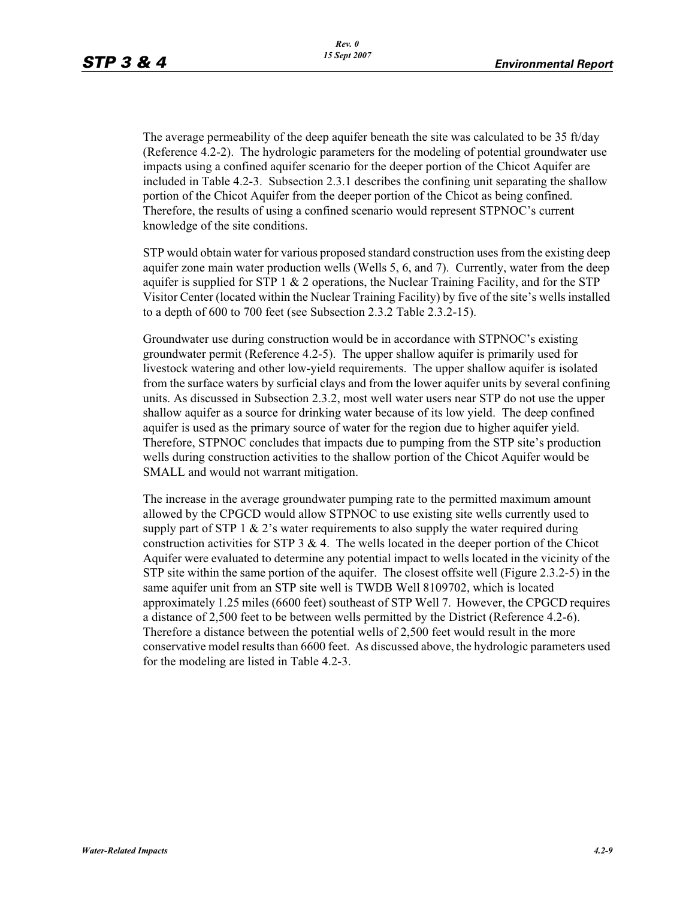The average permeability of the deep aquifer beneath the site was calculated to be 35 ft/day (Reference 4.2-2). The hydrologic parameters for the modeling of potential groundwater use impacts using a confined aquifer scenario for the deeper portion of the Chicot Aquifer are included in Table 4.2-3. Subsection 2.3.1 describes the confining unit separating the shallow portion of the Chicot Aquifer from the deeper portion of the Chicot as being confined. Therefore, the results of using a confined scenario would represent STPNOC's current knowledge of the site conditions.

STP would obtain water for various proposed standard construction uses from the existing deep aquifer zone main water production wells (Wells 5, 6, and 7). Currently, water from the deep aquifer is supplied for STP 1 & 2 operations, the Nuclear Training Facility, and for the STP Visitor Center (located within the Nuclear Training Facility) by five of the site's wells installed to a depth of 600 to 700 feet (see Subsection 2.3.2 Table 2.3.2-15).

Groundwater use during construction would be in accordance with STPNOC's existing groundwater permit (Reference 4.2-5). The upper shallow aquifer is primarily used for livestock watering and other low-yield requirements. The upper shallow aquifer is isolated from the surface waters by surficial clays and from the lower aquifer units by several confining units. As discussed in Subsection 2.3.2, most well water users near STP do not use the upper shallow aquifer as a source for drinking water because of its low yield. The deep confined aquifer is used as the primary source of water for the region due to higher aquifer yield. Therefore, STPNOC concludes that impacts due to pumping from the STP site's production wells during construction activities to the shallow portion of the Chicot Aquifer would be SMALL and would not warrant mitigation.

The increase in the average groundwater pumping rate to the permitted maximum amount allowed by the CPGCD would allow STPNOC to use existing site wells currently used to supply part of STP 1 & 2's water requirements to also supply the water required during construction activities for STP 3 & 4. The wells located in the deeper portion of the Chicot Aquifer were evaluated to determine any potential impact to wells located in the vicinity of the STP site within the same portion of the aquifer. The closest offsite well (Figure 2.3.2-5) in the same aquifer unit from an STP site well is TWDB Well 8109702, which is located approximately 1.25 miles (6600 feet) southeast of STP Well 7. However, the CPGCD requires a distance of 2,500 feet to be between wells permitted by the District (Reference 4.2-6). Therefore a distance between the potential wells of 2,500 feet would result in the more conservative model results than 6600 feet. As discussed above, the hydrologic parameters used for the modeling are listed in Table 4.2-3.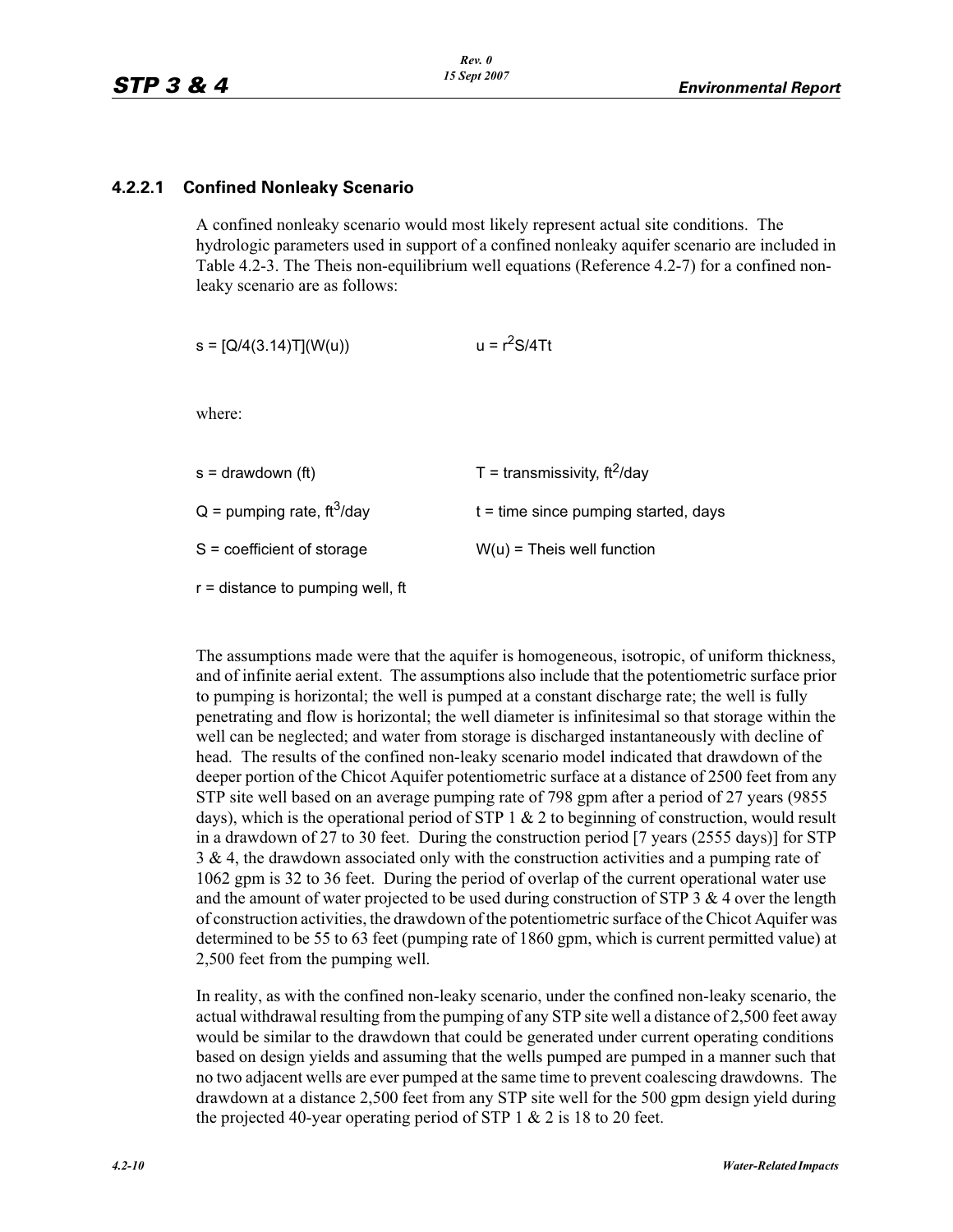### 4.2.2.1 Confined Nonleaky Scenario

A confined nonleaky scenario would most likely represent actual site conditions. The hydrologic parameters used in support of a confined nonleaky aquifer scenario are included in Table 4.2-3. The Theis non-equilibrium well equations (Reference 4.2-7) for a confined non-leaky scenario are as follows:

$s = [Q/4(3.14)T](W(u))$ $\qquad$ $u = r^2S/4Tt$

where:

| | |
|---|---|
| s = drawdown (ft) | T = transmissivity, $ft^2$/day |
| Q = pumping rate, $ft^3$/day | t = time since pumping started, days |
| S = coefficient of storage | W(u) = Theis well function |
| r = distance to pumping well, ft | |

The assumptions made were that the aquifer is homogeneous, isotropic, of uniform thickness, and of infinite aerial extent. The assumptions also include that the potentiometric surface prior to pumping is horizontal; the well is pumped at a constant discharge rate; the well is fully penetrating and flow is horizontal; the well diameter is infinitesimal so that storage within the well can be neglected; and water from storage is discharged instantaneously with decline of head. The results of the confined non-leaky scenario model indicated that drawdown of the deeper portion of the Chicot Aquifer potentiometric surface at a distance of 2500 feet from any STP site well based on an average pumping rate of 798 gpm after a period of 27 years (9855 days), which is the operational period of STP 1 & 2 to beginning of construction, would result in a drawdown of 27 to 30 feet. During the construction period [7 years (2555 days)] for STP 3 & 4, the drawdown associated only with the construction activities and a pumping rate of 1062 gpm is 32 to 36 feet. During the period of overlap of the current operational water use and the amount of water projected to be used during construction of STP 3 & 4 over the length of construction activities, the drawdown of the potentiometric surface of the Chicot Aquifer was determined to be 55 to 63 feet (pumping rate of 1860 gpm, which is current permitted value) at 2,500 feet from the pumping well.

In reality, as with the confined non-leaky scenario, under the confined non-leaky scenario, the actual withdrawal resulting from the pumping of any STP site well a distance of 2,500 feet away would be similar to the drawdown that could be generated under current operating conditions based on design yields and assuming that the wells pumped are pumped in a manner such that no two adjacent wells are ever pumped at the same time to prevent coalescing drawdowns. The drawdown at a distance 2,500 feet from any STP site well for the 500 gpm design yield during the projected 40-year operating period of STP 1 & 2 is 18 to 20 feet.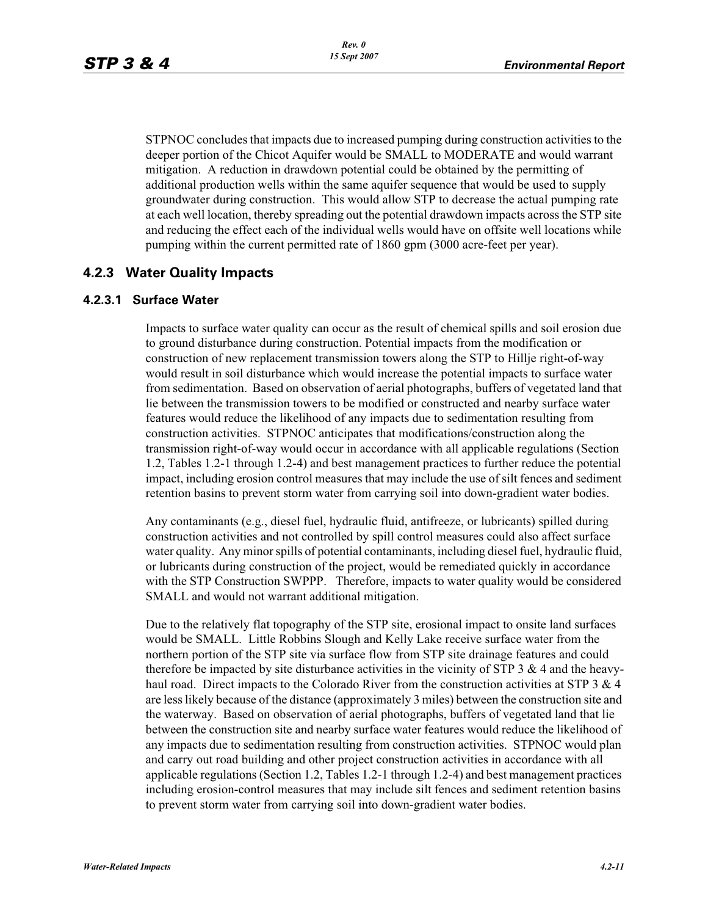STPNOC concludes that impacts due to increased pumping during construction activities to the deeper portion of the Chicot Aquifer would be SMALL to MODERATE and would warrant mitigation. A reduction in drawdown potential could be obtained by the permitting of additional production wells within the same aquifer sequence that would be used to supply groundwater during construction. This would allow STP to decrease the actual pumping rate at each well location, thereby spreading out the potential drawdown impacts across the STP site and reducing the effect each of the individual wells would have on offsite well locations while pumping within the current permitted rate of 1860 gpm (3000 acre-feet per year).

## 4.2.3 Water Quality Impacts

### 4.2.3.1 Surface Water

Impacts to surface water quality can occur as the result of chemical spills and soil erosion due to ground disturbance during construction. Potential impacts from the modification or construction of new replacement transmission towers along the STP to Hillje right-of-way would result in soil disturbance which would increase the potential impacts to surface water from sedimentation. Based on observation of aerial photographs, buffers of vegetated land that lie between the transmission towers to be modified or constructed and nearby surface water features would reduce the likelihood of any impacts due to sedimentation resulting from construction activities. STPNOC anticipates that modifications/construction along the transmission right-of-way would occur in accordance with all applicable regulations (Section 1.2, Tables 1.2-1 through 1.2-4) and best management practices to further reduce the potential impact, including erosion control measures that may include the use of silt fences and sediment retention basins to prevent storm water from carrying soil into down-gradient water bodies.

Any contaminants (e.g., diesel fuel, hydraulic fluid, antifreeze, or lubricants) spilled during construction activities and not controlled by spill control measures could also affect surface water quality. Any minor spills of potential contaminants, including diesel fuel, hydraulic fluid, or lubricants during construction of the project, would be remediated quickly in accordance with the STP Construction SWPPP. Therefore, impacts to water quality would be considered SMALL and would not warrant additional mitigation.

Due to the relatively flat topography of the STP site, erosional impact to onsite land surfaces would be SMALL. Little Robbins Slough and Kelly Lake receive surface water from the northern portion of the STP site via surface flow from STP site drainage features and could therefore be impacted by site disturbance activities in the vicinity of STP 3 & 4 and the heavy-haul road. Direct impacts to the Colorado River from the construction activities at STP 3 & 4 are less likely because of the distance (approximately 3 miles) between the construction site and the waterway. Based on observation of aerial photographs, buffers of vegetated land that lie between the construction site and nearby surface water features would reduce the likelihood of any impacts due to sedimentation resulting from construction activities. STPNOC would plan and carry out road building and other project construction activities in accordance with all applicable regulations (Section 1.2, Tables 1.2-1 through 1.2-4) and best management practices including erosion-control measures that may include silt fences and sediment retention basins to prevent storm water from carrying soil into down-gradient water bodies.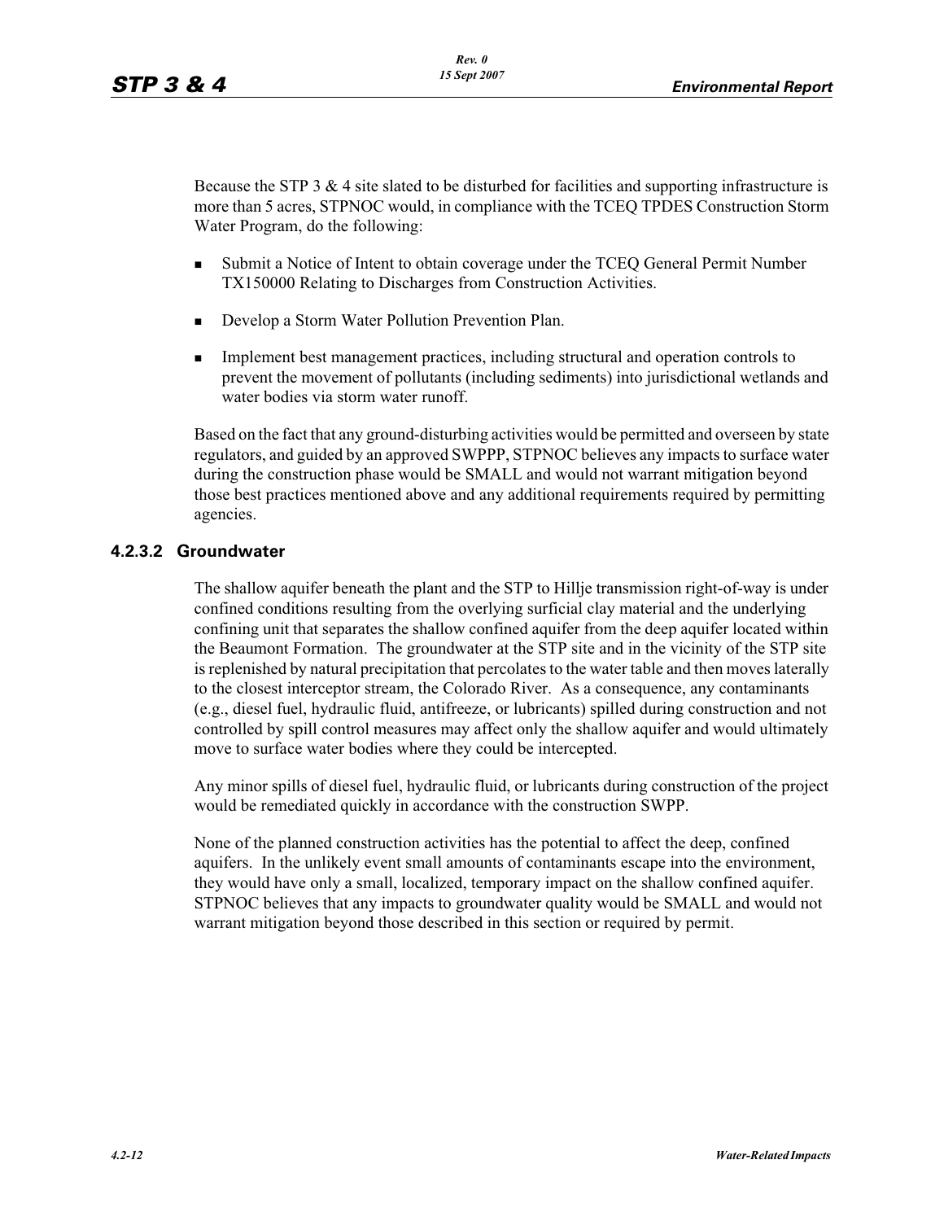Because the STP 3 & 4 site slated to be disturbed for facilities and supporting infrastructure is more than 5 acres, STPNOC would, in compliance with the TCEQ TPDES Construction Storm Water Program, do the following:

- Submit a Notice of Intent to obtain coverage under the TCEQ General Permit Number TX150000 Relating to Discharges from Construction Activities.
- Develop a Storm Water Pollution Prevention Plan.
- Implement best management practices, including structural and operation controls to prevent the movement of pollutants (including sediments) into jurisdictional wetlands and water bodies via storm water runoff.

Based on the fact that any ground-disturbing activities would be permitted and overseen by state regulators, and guided by an approved SWPPP, STPNOC believes any impacts to surface water during the construction phase would be SMALL and would not warrant mitigation beyond those best practices mentioned above and any additional requirements required by permitting agencies.

### 4.2.3.2 Groundwater

The shallow aquifer beneath the plant and the STP to Hillje transmission right-of-way is under confined conditions resulting from the overlying surficial clay material and the underlying confining unit that separates the shallow confined aquifer from the deep aquifer located within the Beaumont Formation. The groundwater at the STP site and in the vicinity of the STP site is replenished by natural precipitation that percolates to the water table and then moves laterally to the closest interceptor stream, the Colorado River. As a consequence, any contaminants (e.g., diesel fuel, hydraulic fluid, antifreeze, or lubricants) spilled during construction and not controlled by spill control measures may affect only the shallow aquifer and would ultimately move to surface water bodies where they could be intercepted.

Any minor spills of diesel fuel, hydraulic fluid, or lubricants during construction of the project would be remediated quickly in accordance with the construction SWPP.

None of the planned construction activities has the potential to affect the deep, confined aquifers. In the unlikely event small amounts of contaminants escape into the environment, they would have only a small, localized, temporary impact on the shallow confined aquifer. STPNOC believes that any impacts to groundwater quality would be SMALL and would not warrant mitigation beyond those described in this section or required by permit.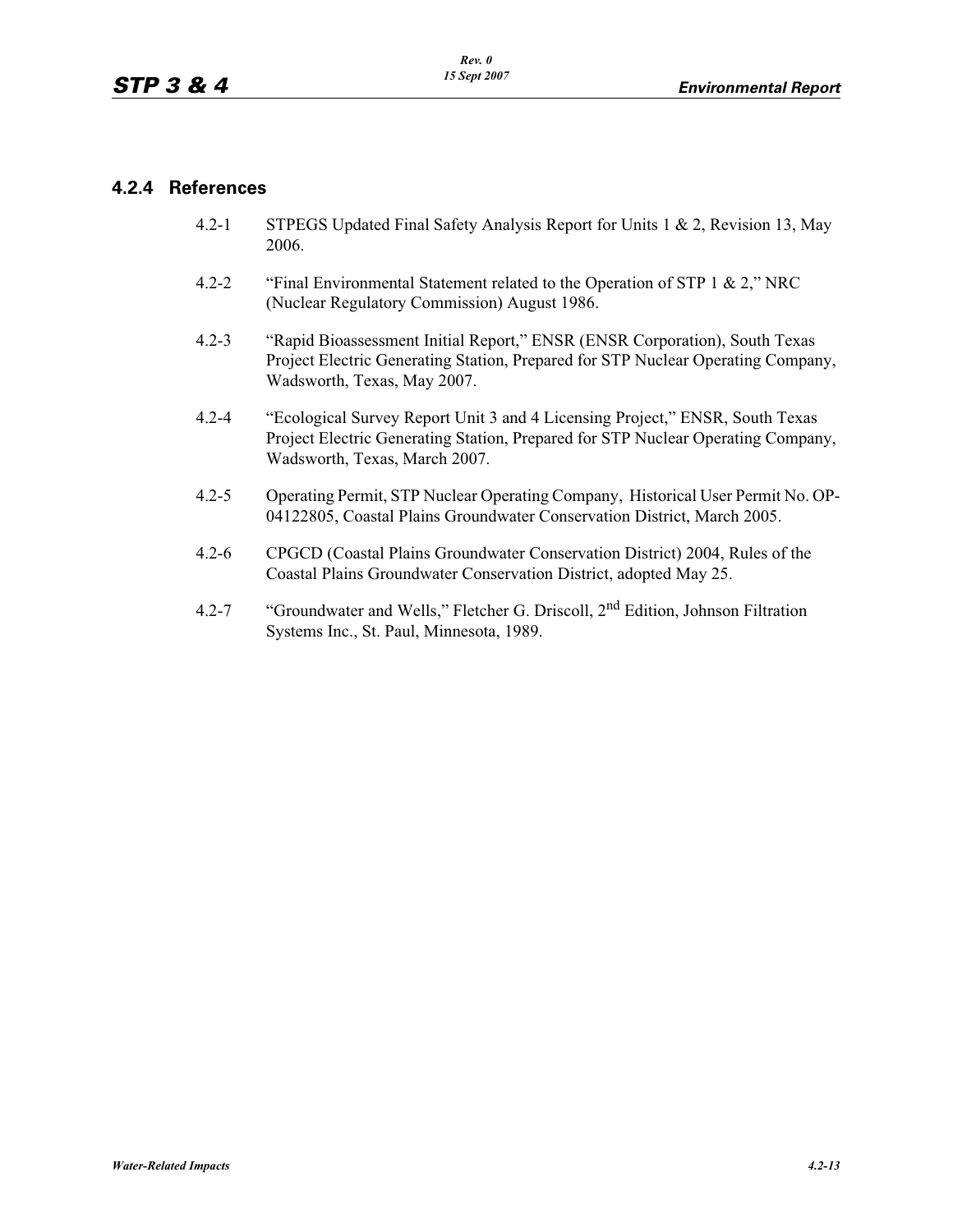### 4.2.4 References

4.2-1 STPEGS Updated Final Safety Analysis Report for Units 1 & 2, Revision 13, May 2006.

4.2-2 "Final Environmental Statement related to the Operation of STP 1 & 2," NRC (Nuclear Regulatory Commission) August 1986.

4.2-3 "Rapid Bioassessment Initial Report," ENSR (ENSR Corporation), South Texas Project Electric Generating Station, Prepared for STP Nuclear Operating Company, Wadsworth, Texas, May 2007.

4.2-4 "Ecological Survey Report Unit 3 and 4 Licensing Project," ENSR, South Texas Project Electric Generating Station, Prepared for STP Nuclear Operating Company, Wadsworth, Texas, March 2007.

4.2-5 Operating Permit, STP Nuclear Operating Company, Historical User Permit No. OP-04122805, Coastal Plains Groundwater Conservation District, March 2005.

4.2-6 CPGCD (Coastal Plains Groundwater Conservation District) 2004, Rules of the Coastal Plains Groundwater Conservation District, adopted May 25.

4.2-7 "Groundwater and Wells," Fletcher G. Driscoll, 2nd Edition, Johnson Filtration Systems Inc., St. Paul, Minnesota, 1989.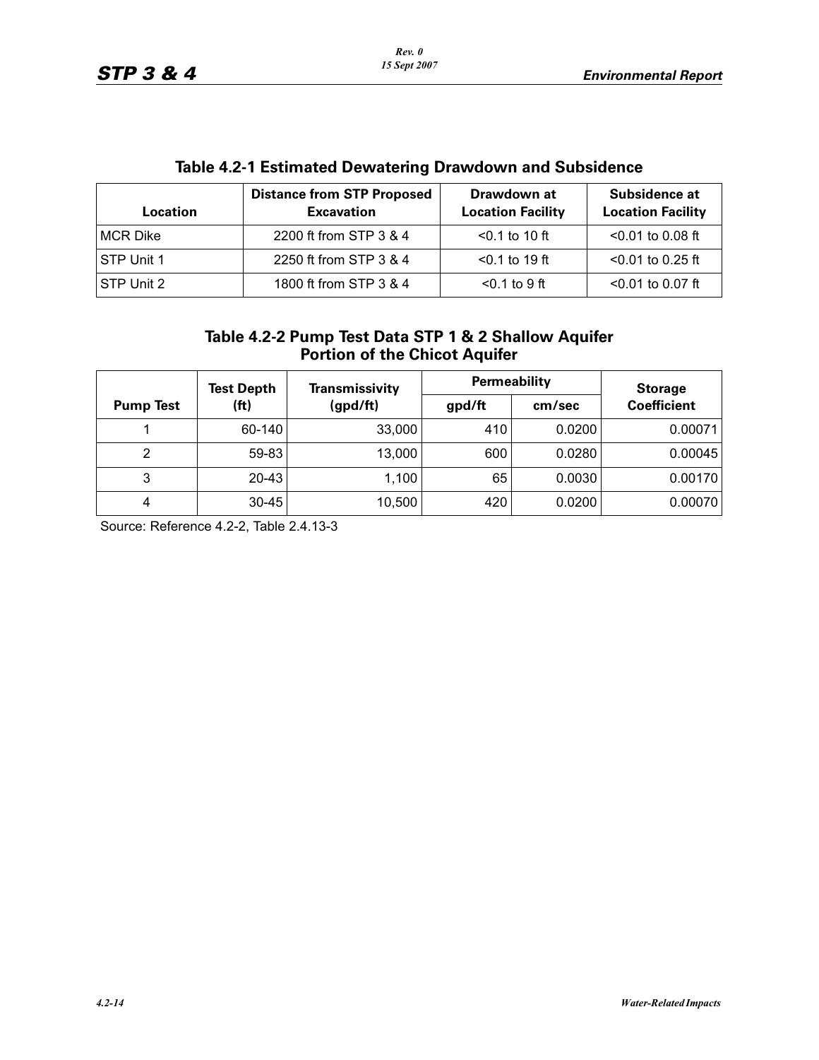## Table 4.2-1 Estimated Dewatering Drawdown and Subsidence

| Location | Distance from STP Proposed Excavation | Drawdown at Location Facility | Subsidence at Location Facility |
|---|---|---|---|
| MCR Dike | 2200 ft from STP 3 & 4 | <0.1 to 10 ft | <0.01 to 0.08 ft |
| STP Unit 1 | 2250 ft from STP 3 & 4 | <0.1 to 19 ft | <0.01 to 0.25 ft |
| STP Unit 2 | 1800 ft from STP 3 & 4 | <0.1 to 9 ft | <0.01 to 0.07 ft |

## Table 4.2-2 Pump Test Data STP 1 & 2 Shallow Aquifer Portion of the Chicot Aquifer

| Pump Test | Test Depth (ft) | Transmissivity (gpd/ft) | Permeability | | Storage Coefficient |
|---|---|---|---|---|---|
| | | | gpd/ft | cm/sec | |
| 1 | 60-140 | 33,000 | 410 | 0.0200 | 0.00071 |
| 2 | 59-83 | 13,000 | 600 | 0.0280 | 0.00045 |
| 3 | 20-43 | 1,100 | 65 | 0.0030 | 0.00170 |
| 4 | 30-45 | 10,500 | 420 | 0.0200 | 0.00070 |

Source: Reference 4.2-2, Table 2.4.13-3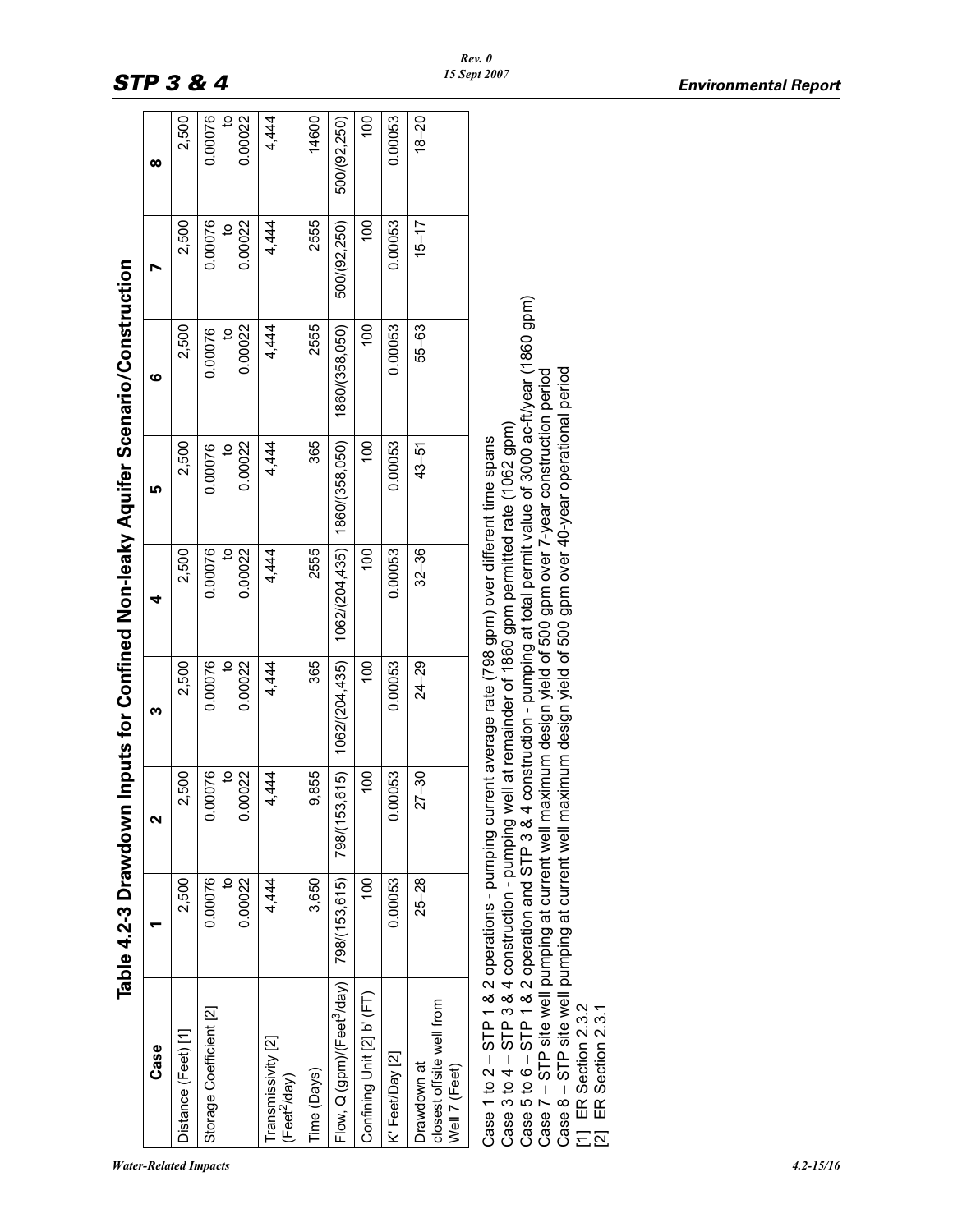## Table 4.2-3 Drawdown Inputs for Confined Non-leaky Aquifer Scenario/Construction

| Case | 1 | 2 | 3 | 4 | 5 | 6 | 7 | 8 |
|---|---|---|---|---|---|---|---|---|
| Distance (Feet) [1] | 2,500 | 2,500 | 2,500 | 2,500 | 2,500 | 2,500 | 2,500 | 2,500 |
| Storage Coefficient [2] | 0.00076 to 0.00022 | 0.00076 to 0.00022 | 0.00076 to 0.00022 | 0.00076 to 0.00022 | 0.00076 to 0.00022 | 0.00076 to 0.00022 | 0.00076 to 0.00022 | 0.00076 to 0.00022 |
| Transmissivity [2] ($Feet^2$/day) | 4,444 | 4,444 | 4,444 | 4,444 | 4,444 | 4,444 | 4,444 | 4,444 |
| Time (Days) | 3,650 | 9,855 | 365 | 2555 | 365 | 2555 | 2555 | 14600 |
| Flow, Q (gpm)/($Feet^3$/day) | 798/(153,615) | 798/(153,615) | 1062/(204,435) | 1062/(204,435) | 1860/(358,050) | 1860/(358,050) | 500/(92,250) | 500/(92,250) |
| Confining Unit [2] b' (FT) | 100 | 100 | 100 | 100 | 100 | 100 | 100 | 100 |
| K' Feet/Day [2] | 0.00053 | 0.00053 | 0.00053 | 0.00053 | 0.00053 | 0.00053 | 0.00053 | 0.00053 |
| Drawdown at closest offsite well from Well 7 (Feet) | 25–28 | 27–30 | 24–29 | 32–36 | 43–51 | 55–63 | 15–17 | 18–20 |

Case 1 to 2 – STP 1 & 2 operations - pumping current average rate (798 gpm) over different time spans
Case 3 to 4 – STP 3 & 4 construction - pumping well at remainder of 1860 gpm permitted rate (1062 gpm)
Case 5 to 6 – STP 1 & 2 operation and STP 3 & 4 construction - pumping at total permit value of 3000 ac-ft/year (1860 gpm)
Case 7 – STP site well pumping at current well maximum design yield of 500 gpm over 7-year construction period
Case 8 – STP site well pumping at current well maximum design yield of 500 gpm over 40-year operational period
[1] ER Section 2.3.2
[2] ER Section 2.3.1